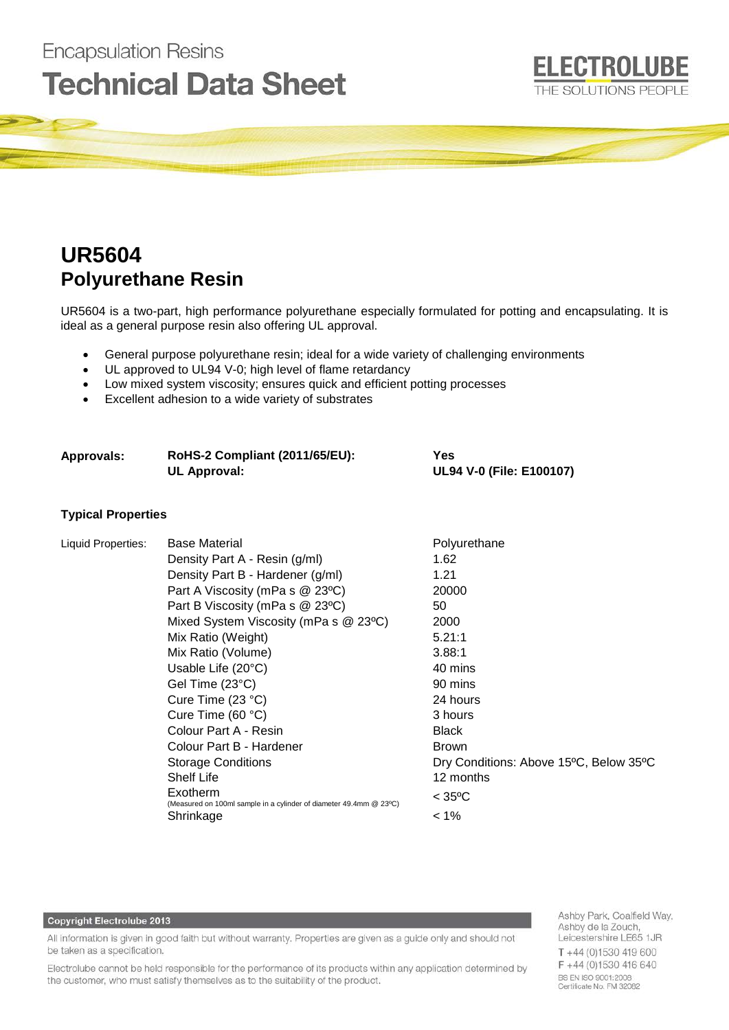Encapsulation Resins

# Technical Data Sheet

ELECTROLUBE
THE SOLUTIONS PEOPLE

# UR5604
## Polyurethane Resin

UR5604 is a two-part, high performance polyurethane especially formulated for potting and encapsulating. It is ideal as a general purpose resin also offering UL approval.

- General purpose polyurethane resin; ideal for a wide variety of challenging environments
- UL approved to UL94 V-0; high level of flame retardancy
- Low mixed system viscosity; ensures quick and efficient potting processes
- Excellent adhesion to a wide variety of substrates

| | | |
|---|---|---|
| **Approvals:** | **RoHS-2 Compliant (2011/65/EU):** | **Yes** |
| | **UL Approval:** | **UL94 V-0 (File: E100107)** |

### Typical Properties

| | | |
|---|---|---|
| Liquid Properties: | Base Material | Polyurethane |
| | Density Part A - Resin (g/ml) | 1.62 |
| | Density Part B - Hardener (g/ml) | 1.21 |
| | Part A Viscosity (mPa s @ 23ºC) | 20000 |
| | Part B Viscosity (mPa s @ 23ºC) | 50 |
| | Mixed System Viscosity (mPa s @ 23ºC) | 2000 |
| | Mix Ratio (Weight) | 5.21:1 |
| | Mix Ratio (Volume) | 3.88:1 |
| | Usable Life (20°C) | 40 mins |
| | Gel Time (23°C) | 90 mins |
| | Cure Time (23 °C) | 24 hours |
| | Cure Time (60 °C) | 3 hours |
| | Colour Part A - Resin | Black |
| | Colour Part B - Hardener | Brown |
| | Storage Conditions | Dry Conditions: Above 15ºC, Below 35ºC |
| | Shelf Life | 12 months |
| | Exotherm (Measured on 100ml sample in a cylinder of diameter 49.4mm @ 23ºC) | < 35ºC |
| | Shrinkage | < 1% |

**Copyright Electrolube 2013**

All information is given in good faith but without warranty. Properties are given as a guide only and should not be taken as a specification.

Electrolube cannot be held responsible for the performance of its products within any application determined by the customer, who must satisfy themselves as to the suitability of the product.

Ashby Park, Coalfield Way,
Ashby de la Zouch,
Leicestershire LE65 1JR
T +44 (0)1530 419 600
F +44 (0)1530 416 640
BS EN ISO 9001:2008
Certificate No. FM 32082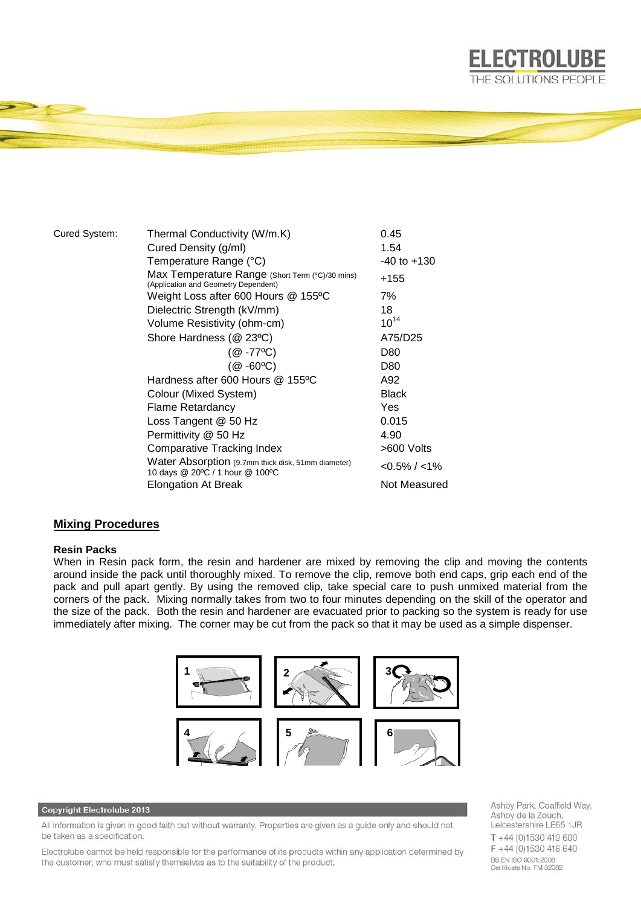| Cured System: | | |
|---|---|---|
| | Thermal Conductivity (W/m.K) | 0.45 |
| | Cured Density (g/ml) | 1.54 |
| | Temperature Range (°C) | -40 to +130 |
| | Max Temperature Range (Short Term (°C)/30 mins) (Application and Geometry Dependent) | +155 |
| | Weight Loss after 600 Hours @ 155ºC | 7% |
| | Dielectric Strength (kV/mm) | 18 |
| | Volume Resistivity (ohm-cm) | $10^{14}$ |
| | Shore Hardness (@ 23ºC) | A75/D25 |
| | (@ -77ºC) | D80 |
| | (@ -60ºC) | D80 |
| | Hardness after 600 Hours @ 155ºC | A92 |
| | Colour (Mixed System) | Black |
| | Flame Retardancy | Yes |
| | Loss Tangent @ 50 Hz | 0.015 |
| | Permittivity @ 50 Hz | 4.90 |
| | Comparative Tracking Index | >600 Volts |
| | Water Absorption (9.7mm thick disk, 51mm diameter) 10 days @ 20ºC / 1 hour @ 100ºC | <0.5% / <1% |
| | Elongation At Break | Not Measured |

## Mixing Procedures

**Resin Packs**

When in Resin pack form, the resin and hardener are mixed by removing the clip and moving the contents around inside the pack until thoroughly mixed. To remove the clip, remove both end caps, grip each end of the pack and pull apart gently. By using the removed clip, take special care to push unmixed material from the corners of the pack. Mixing normally takes from two to four minutes depending on the skill of the operator and the size of the pack. Both the resin and hardener are evacuated prior to packing so the system is ready for use immediately after mixing. The corner may be cut from the pack so that it may be used as a simple dispenser.

**Copyright Electrolube 2013**

All information is given in good faith but without warranty. Properties are given as a guide only and should not be taken as a specification.

Electrolube cannot be held responsible for the performance of its products within any application determined by the customer, who must satisfy themselves as to the suitability of the product.

Ashby Park, Coalfield Way,
Ashby de la Zouch,
Leicestershire LE65 1JR
T +44 (0)1530 419 600
F +44 (0)1530 416 640
BS EN ISO 9001:2008
Certificate No. FM 32082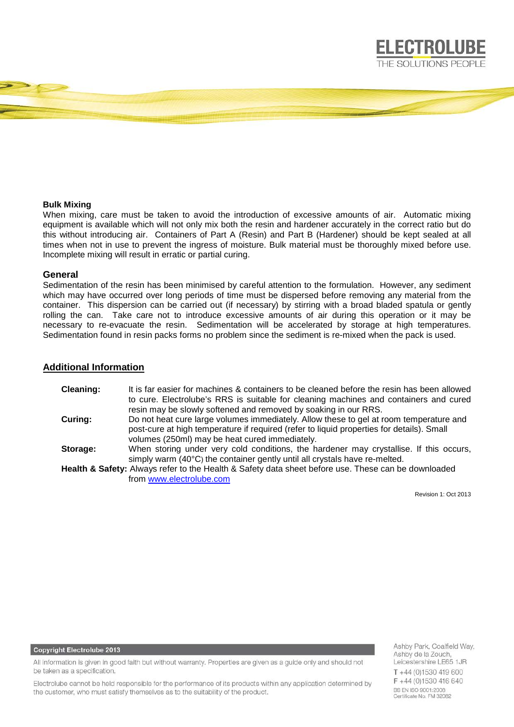### Bulk Mixing

When mixing, care must be taken to avoid the introduction of excessive amounts of air. Automatic mixing equipment is available which will not only mix both the resin and hardener accurately in the correct ratio but do this without introducing air. Containers of Part A (Resin) and Part B (Hardener) should be kept sealed at all times when not in use to prevent the ingress of moisture. Bulk material must be thoroughly mixed before use. Incomplete mixing will result in erratic or partial curing.

### General

Sedimentation of the resin has been minimised by careful attention to the formulation. However, any sediment which may have occurred over long periods of time must be dispersed before removing any material from the container. This dispersion can be carried out (if necessary) by stirring with a broad bladed spatula or gently rolling the can. Take care not to introduce excessive amounts of air during this operation or it may be necessary to re-evacuate the resin. Sedimentation will be accelerated by storage at high temperatures. Sedimentation found in resin packs forms no problem since the sediment is re-mixed when the pack is used.

## Additional Information

**Cleaning:** It is far easier for machines & containers to be cleaned before the resin has been allowed to cure. Electrolube's RRS is suitable for cleaning machines and containers and cured resin may be slowly softened and removed by soaking in our RRS.

**Curing:** Do not heat cure large volumes immediately. Allow these to gel at room temperature and post-cure at high temperature if required (refer to liquid properties for details). Small volumes (250ml) may be heat cured immediately.

**Storage:** When storing under very cold conditions, the hardener may crystallise. If this occurs, simply warm (40°C) the container gently until all crystals have re-melted.

**Health & Safety:** Always refer to the Health & Safety data sheet before use. These can be downloaded from www.electrolube.com

Revision 1: Oct 2013

**Copyright Electrolube 2013**

All information is given in good faith but without warranty. Properties are given as a guide only and should not be taken as a specification.

Electrolube cannot be held responsible for the performance of its products within any application determined by the customer, who must satisfy themselves as to the suitability of the product.

Ashby Park, Coalfield Way,
Ashby de la Zouch,
Leicestershire LE65 1JR
T +44 (0)1530 419 600
F +44 (0)1530 416 640
BS EN ISO 9001:2008
Certificate No. FM 32082